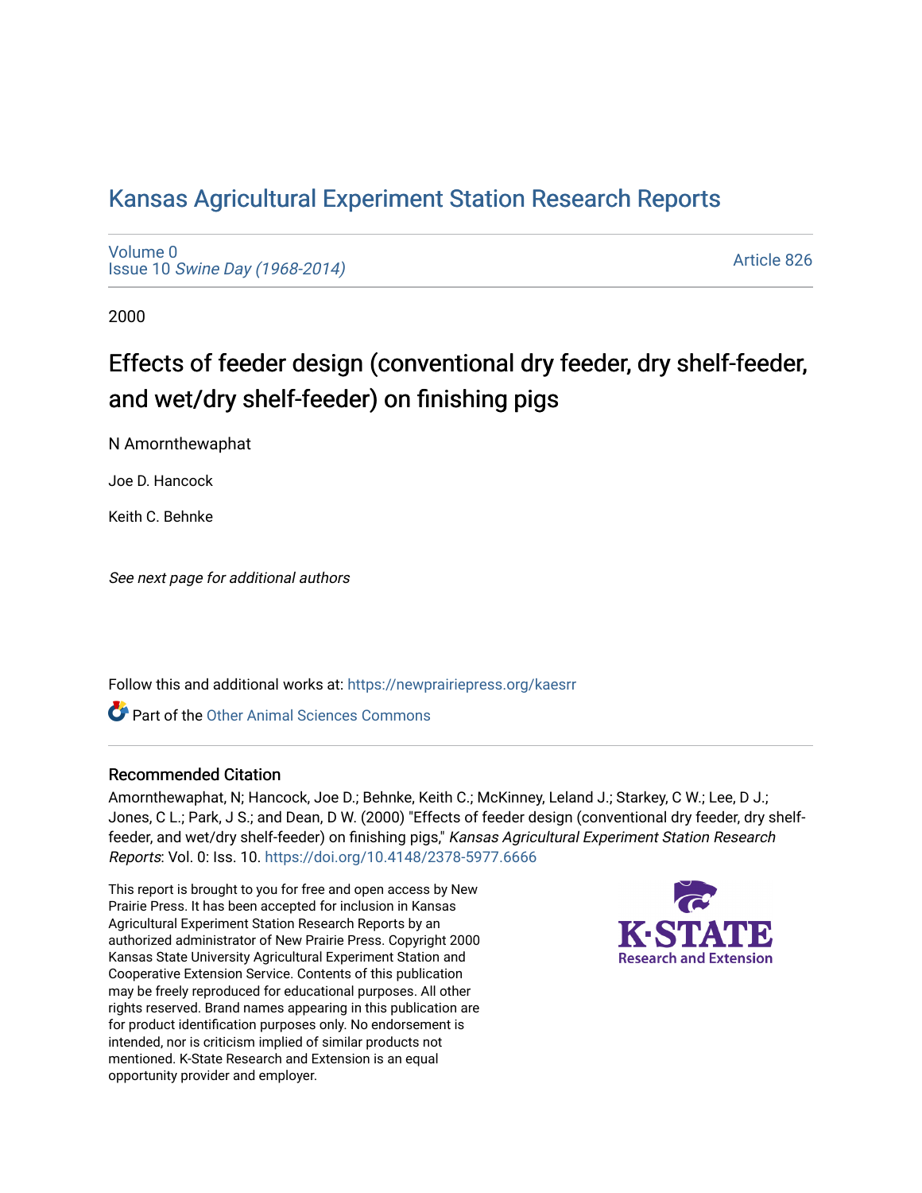# Kansas Agricultural Experiment Station Research Reports

Volume 0
Issue 10 *Swine Day (1968-2014)*

Article 826

2000

## Effects of feeder design (conventional dry feeder, dry shelf-feeder, and wet/dry shelf-feeder) on finishing pigs

N Amornthewaphat

Joe D. Hancock

Keith C. Behnke

*See next page for additional authors*

Follow this and additional works at: https://newprairiepress.org/kaesrr

Part of the Other Animal Sciences Commons

### Recommended Citation

Amornthewaphat, N; Hancock, Joe D.; Behnke, Keith C.; McKinney, Leland J.; Starkey, C W.; Lee, D J.; Jones, C L.; Park, J S.; and Dean, D W. (2000) "Effects of feeder design (conventional dry feeder, dry shelf-feeder, and wet/dry shelf-feeder) on finishing pigs," *Kansas Agricultural Experiment Station Research Reports*: Vol. 0: Iss. 10. https://doi.org/10.4148/2378-5977.6666

This report is brought to you for free and open access by New Prairie Press. It has been accepted for inclusion in Kansas Agricultural Experiment Station Research Reports by an authorized administrator of New Prairie Press. Copyright 2000 Kansas State University Agricultural Experiment Station and Cooperative Extension Service. Contents of this publication may be freely reproduced for educational purposes. All other rights reserved. Brand names appearing in this publication are for product identification purposes only. No endorsement is intended, nor is criticism implied of similar products not mentioned. K-State Research and Extension is an equal opportunity provider and employer.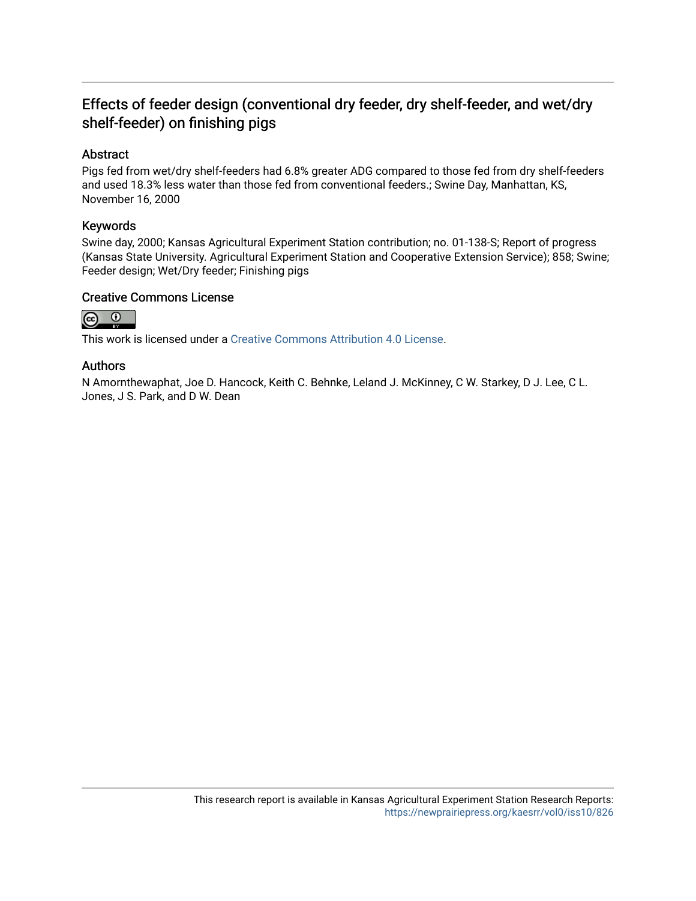# Effects of feeder design (conventional dry feeder, dry shelf-feeder, and wet/dry shelf-feeder) on finishing pigs

## Abstract

Pigs fed from wet/dry shelf-feeders had 6.8% greater ADG compared to those fed from dry shelf-feeders and used 18.3% less water than those fed from conventional feeders.; Swine Day, Manhattan, KS, November 16, 2000

## Keywords

Swine day, 2000; Kansas Agricultural Experiment Station contribution; no. 01-138-S; Report of progress (Kansas State University. Agricultural Experiment Station and Cooperative Extension Service); 858; Swine; Feeder design; Wet/Dry feeder; Finishing pigs

## Creative Commons License

This work is licensed under a Creative Commons Attribution 4.0 License.

## Authors

N Amornthewaphat, Joe D. Hancock, Keith C. Behnke, Leland J. McKinney, C W. Starkey, D J. Lee, C L. Jones, J S. Park, and D W. Dean

This research report is available in Kansas Agricultural Experiment Station Research Reports: https://newprairiepress.org/kaesrr/vol0/iss10/826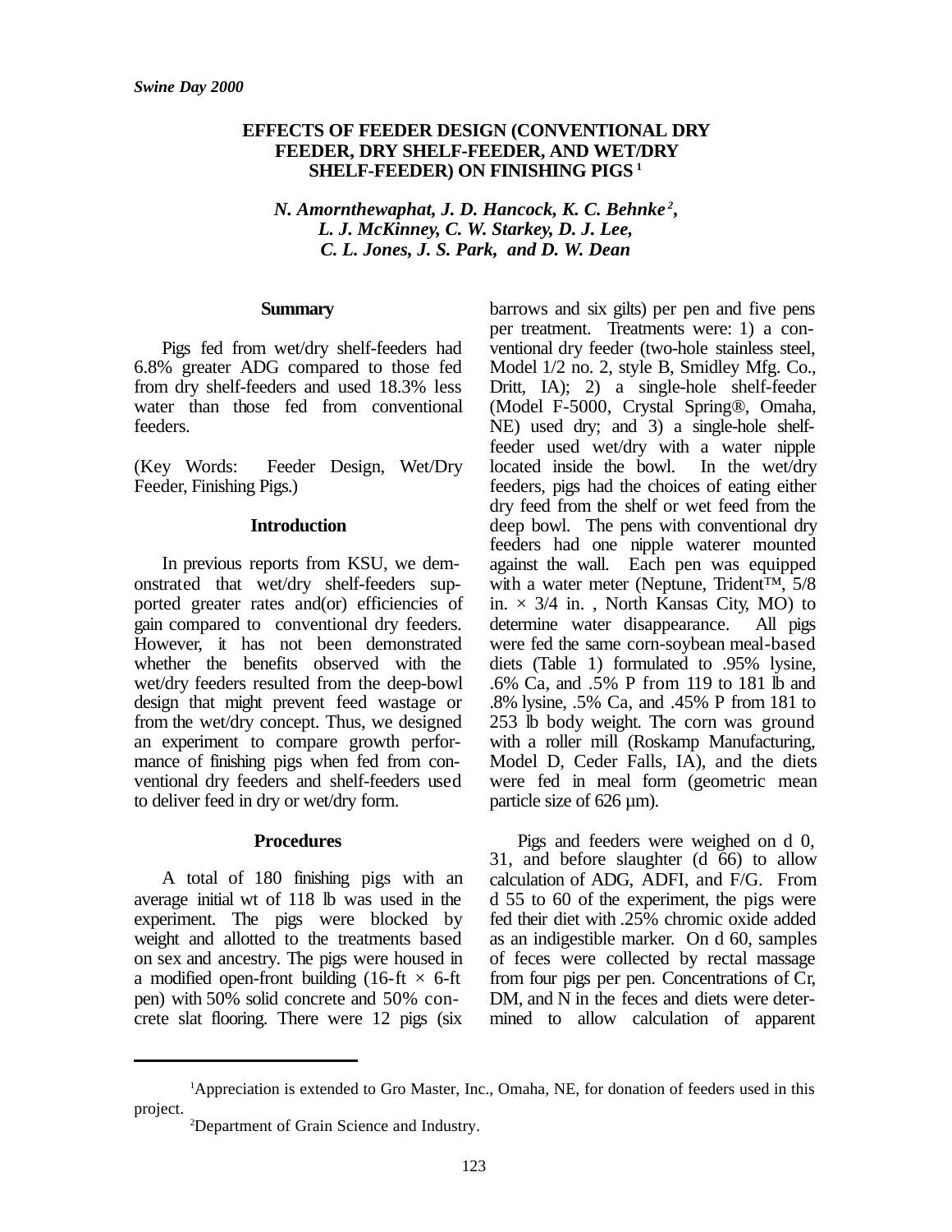*Swine Day 2000*

# EFFECTS OF FEEDER DESIGN (CONVENTIONAL DRY FEEDER, DRY SHELF-FEEDER, AND WET/DRY SHELF-FEEDER) ON FINISHING PIGS [1]

*N. Amornthewaphat, J. D. Hancock, K. C. Behnke [2], L. J. McKinney, C. W. Starkey, D. J. Lee, C. L. Jones, J. S. Park, and D. W. Dean*

## Summary

Pigs fed from wet/dry shelf-feeders had 6.8% greater ADG compared to those fed from dry shelf-feeders and used 18.3% less water than those fed from conventional feeders.

(Key Words: Feeder Design, Wet/Dry Feeder, Finishing Pigs.)

## Introduction

In previous reports from KSU, we demonstrated that wet/dry shelf-feeders supported greater rates and(or) efficiencies of gain compared to conventional dry feeders. However, it has not been demonstrated whether the benefits observed with the wet/dry feeders resulted from the deep-bowl design that might prevent feed wastage or from the wet/dry concept. Thus, we designed an experiment to compare growth performance of finishing pigs when fed from conventional dry feeders and shelf-feeders used to deliver feed in dry or wet/dry form.

## Procedures

A total of 180 finishing pigs with an average initial wt of 118 lb was used in the experiment. The pigs were blocked by weight and allotted to the treatments based on sex and ancestry. The pigs were housed in a modified open-front building (16-ft × 6-ft pen) with 50% solid concrete and 50% concrete slat flooring. There were 12 pigs (six barrows and six gilts) per pen and five pens per treatment. Treatments were: 1) a conventional dry feeder (two-hole stainless steel, Model 1/2 no. 2, style B, Smidley Mfg. Co., Dritt, IA); 2) a single-hole shelf-feeder (Model F-5000, Crystal Spring®, Omaha, NE) used dry; and 3) a single-hole shelf-feeder used wet/dry with a water nipple located inside the bowl. In the wet/dry feeders, pigs had the choices of eating either dry feed from the shelf or wet feed from the deep bowl. The pens with conventional dry feeders had one nipple waterer mounted against the wall. Each pen was equipped with a water meter (Neptune, Trident™, 5/8 in. × 3/4 in. , North Kansas City, MO) to determine water disappearance. All pigs were fed the same corn-soybean meal-based diets (Table 1) formulated to .95% lysine, .6% Ca, and .5% P from 119 to 181 lb and .8% lysine, .5% Ca, and .45% P from 181 to 253 lb body weight. The corn was ground with a roller mill (Roskamp Manufacturing, Model D, Ceder Falls, IA), and the diets were fed in meal form (geometric mean particle size of 626 µm).

Pigs and feeders were weighed on d 0, 31, and before slaughter (d 66) to allow calculation of ADG, ADFI, and F/G. From d 55 to 60 of the experiment, the pigs were fed their diet with .25% chromic oxide added as an indigestible marker. On d 60, samples of feces were collected by rectal massage from four pigs per pen. Concentrations of Cr, DM, and N in the feces and diets were determined to allow calculation of apparent

---

[1] Appreciation is extended to Gro Master, Inc., Omaha, NE, for donation of feeders used in this project.

[2] Department of Grain Science and Industry.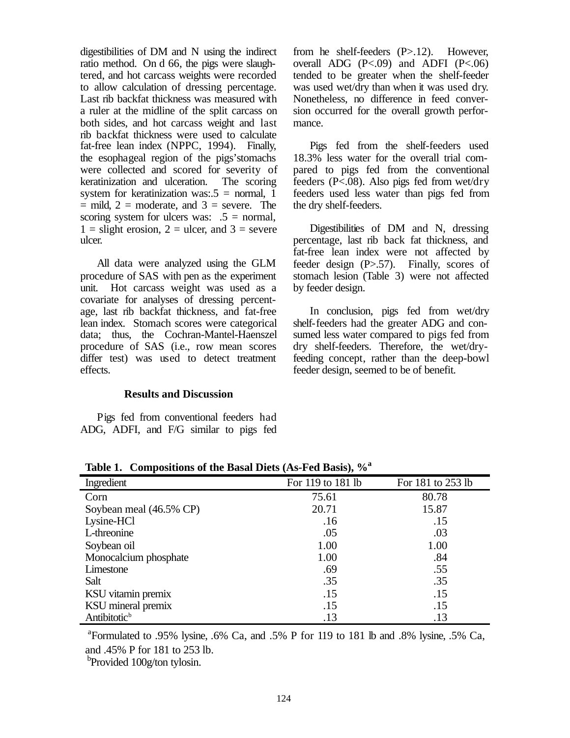digestibilities of DM and N using the indirect ratio method. On d 66, the pigs were slaughtered, and hot carcass weights were recorded to allow calculation of dressing percentage. Last rib backfat thickness was measured with a ruler at the midline of the split carcass on both sides, and hot carcass weight and last rib backfat thickness were used to calculate fat-free lean index (NPPC, 1994). Finally, the esophageal region of the pigs' stomachs were collected and scored for severity of keratinization and ulceration. The scoring system for keratinization was: .5 = normal, 1 = mild, 2 = moderate, and 3 = severe. The scoring system for ulcers was: .5 = normal, 1 = slight erosion, 2 = ulcer, and 3 = severe ulcer.

All data were analyzed using the GLM procedure of SAS with pen as the experiment unit. Hot carcass weight was used as a covariate for analyses of dressing percentage, last rib backfat thickness, and fat-free lean index. Stomach scores were categorical data; thus, the Cochran-Mantel-Haenszel procedure of SAS (i.e., row mean scores differ test) was used to detect treatment effects.

## Results and Discussion

Pigs fed from conventional feeders had ADG, ADFI, and F/G similar to pigs fed from he shelf-feeders (P>.12). However, overall ADG (P<.09) and ADFI (P<.06) tended to be greater when the shelf-feeder was used wet/dry than when it was used dry. Nonetheless, no difference in feed conversion occurred for the overall growth performance.

Pigs fed from the shelf-feeders used 18.3% less water for the overall trial compared to pigs fed from the conventional feeders (P<.08). Also pigs fed from wet/dry feeders used less water than pigs fed from the dry shelf-feeders.

Digestibilities of DM and N, dressing percentage, last rib back fat thickness, and fat-free lean index were not affected by feeder design (P>.57). Finally, scores of stomach lesion (Table 3) were not affected by feeder design.

In conclusion, pigs fed from wet/dry shelf-feeders had the greater ADG and consumed less water compared to pigs fed from dry shelf-feeders. Therefore, the wet/dry-feeding concept, rather than the deep-bowl feeder design, seemed to be of benefit.

**Table 1. Compositions of the Basal Diets (As-Fed Basis), %[a]**

| Ingredient | For 119 to 181 lb | For 181 to 253 lb |
|---|---|---|
| Corn | 75.61 | 80.78 |
| Soybean meal (46.5% CP) | 20.71 | 15.87 |
| Lysine-HCl | .16 | .15 |
| L-threonine | .05 | .03 |
| Soybean oil | 1.00 | 1.00 |
| Monocalcium phosphate | 1.00 | .84 |
| Limestone | .69 | .55 |
| Salt | .35 | .35 |
| KSU vitamin premix | .15 | .15 |
| KSU mineral premix | .15 | .15 |
| Antibitotic[b] | .13 | .13 |

[a]Formulated to .95% lysine, .6% Ca, and .5% P for 119 to 181 lb and .8% lysine, .5% Ca, and .45% P for 181 to 253 lb.

[b]Provided 100g/ton tylosin.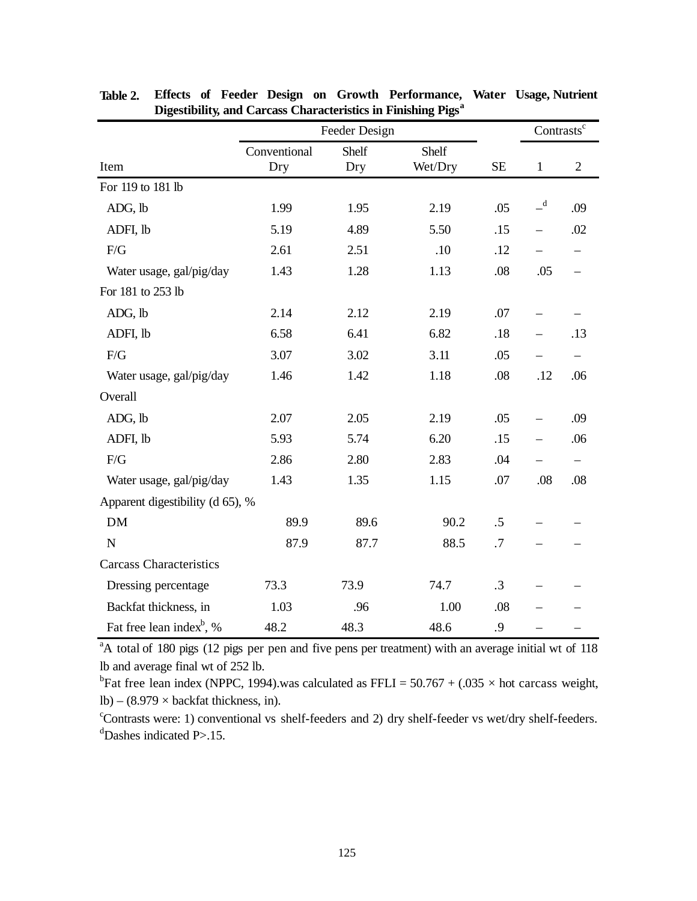**Table 2. Effects of Feeder Design on Growth Performance, Water Usage, Nutrient Digestibility, and Carcass Characteristics in Finishing Pigs[a]**

| | Feeder Design | | | | Contrasts[c] | |
|---|---|---|---|---|---|---|
| Item | Conventional Dry | Shelf Dry | Shelf Wet/Dry | SE | 1 | 2 |
| For 119 to 181 lb | | | | | | |
| ADG, lb | 1.99 | 1.95 | 2.19 | .05 | –[d] | .09 |
| ADFI, lb | 5.19 | 4.89 | 5.50 | .15 | – | .02 |
| F/G | 2.61 | 2.51 | .10 | .12 | – | – |
| Water usage, gal/pig/day | 1.43 | 1.28 | 1.13 | .08 | .05 | – |
| For 181 to 253 lb | | | | | | |
| ADG, lb | 2.14 | 2.12 | 2.19 | .07 | – | – |
| ADFI, lb | 6.58 | 6.41 | 6.82 | .18 | – | .13 |
| F/G | 3.07 | 3.02 | 3.11 | .05 | – | – |
| Water usage, gal/pig/day | 1.46 | 1.42 | 1.18 | .08 | .12 | .06 |
| Overall | | | | | | |
| ADG, lb | 2.07 | 2.05 | 2.19 | .05 | – | .09 |
| ADFI, lb | 5.93 | 5.74 | 6.20 | .15 | – | .06 |
| F/G | 2.86 | 2.80 | 2.83 | .04 | – | – |
| Water usage, gal/pig/day | 1.43 | 1.35 | 1.15 | .07 | .08 | .08 |
| Apparent digestibility (d 65), % | | | | | | |
| DM | 89.9 | 89.6 | 90.2 | .5 | – | – |
| N | 87.9 | 87.7 | 88.5 | .7 | – | – |
| Carcass Characteristics | | | | | | |
| Dressing percentage | 73.3 | 73.9 | 74.7 | .3 | – | – |
| Backfat thickness, in | 1.03 | .96 | 1.00 | .08 | – | – |
| Fat free lean index[b], % | 48.2 | 48.3 | 48.6 | .9 | – | – |

[a]A total of 180 pigs (12 pigs per pen and five pens per treatment) with an average initial wt of 118 lb and average final wt of 252 lb.

[b]Fat free lean index (NPPC, 1994).was calculated as FFLI = 50.767 + (.035 × hot carcass weight, lb) – (8.979 × backfat thickness, in).

[c]Contrasts were: 1) conventional vs shelf-feeders and 2) dry shelf-feeder vs wet/dry shelf-feeders.

[d]Dashes indicated P>.15.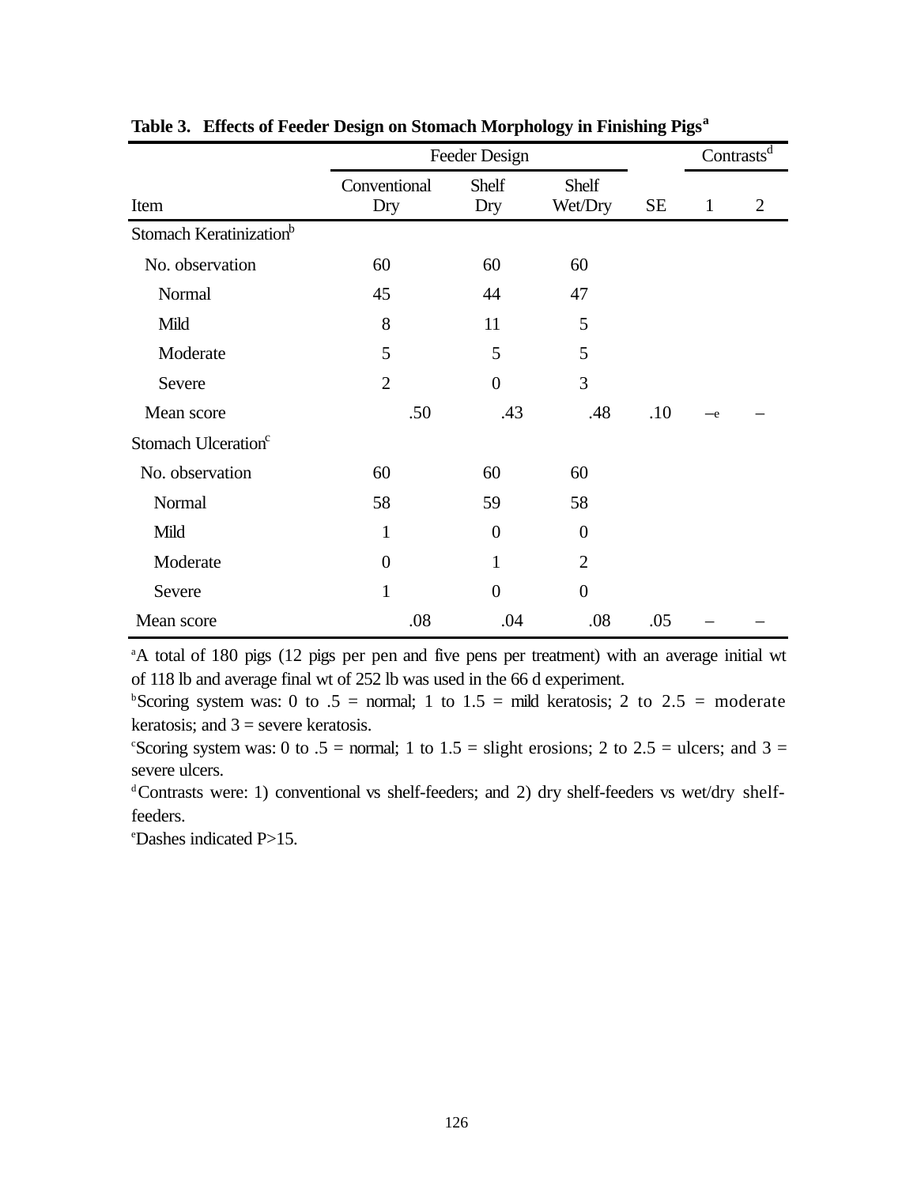**Table 3. Effects of Feeder Design on Stomach Morphology in Finishing Pigs[a]**

| | Feeder Design | | | | Contrasts[d] | |
|---|---|---|---|---|---|---|
| Item | Conventional Dry | Shelf Dry | Shelf Wet/Dry | SE | 1 | 2 |
| Stomach Keratinization[b] | | | | | | |
| No. observation | 60 | 60 | 60 | | | |
| Normal | 45 | 44 | 47 | | | |
| Mild | 8 | 11 | 5 | | | |
| Moderate | 5 | 5 | 5 | | | |
| Severe | 2 | 0 | 3 | | | |
| Mean score | .50 | .43 | .48 | .10 | –[e] | – |
| Stomach Ulceration[c] | | | | | | |
| No. observation | 60 | 60 | 60 | | | |
| Normal | 58 | 59 | 58 | | | |
| Mild | 1 | 0 | 0 | | | |
| Moderate | 0 | 1 | 2 | | | |
| Severe | 1 | 0 | 0 | | | |
| Mean score | .08 | .04 | .08 | .05 | – | – |

[a]A total of 180 pigs (12 pigs per pen and five pens per treatment) with an average initial wt of 118 lb and average final wt of 252 lb was used in the 66 d experiment.

[b]Scoring system was: 0 to .5 = normal; 1 to 1.5 = mild keratosis; 2 to 2.5 = moderate keratosis; and 3 = severe keratosis.

[c]Scoring system was: 0 to .5 = normal; 1 to 1.5 = slight erosions; 2 to 2.5 = ulcers; and 3 = severe ulcers.

[d]Contrasts were: 1) conventional vs shelf-feeders; and 2) dry shelf-feeders vs wet/dry shelf-feeders.

[e]Dashes indicated P>15.